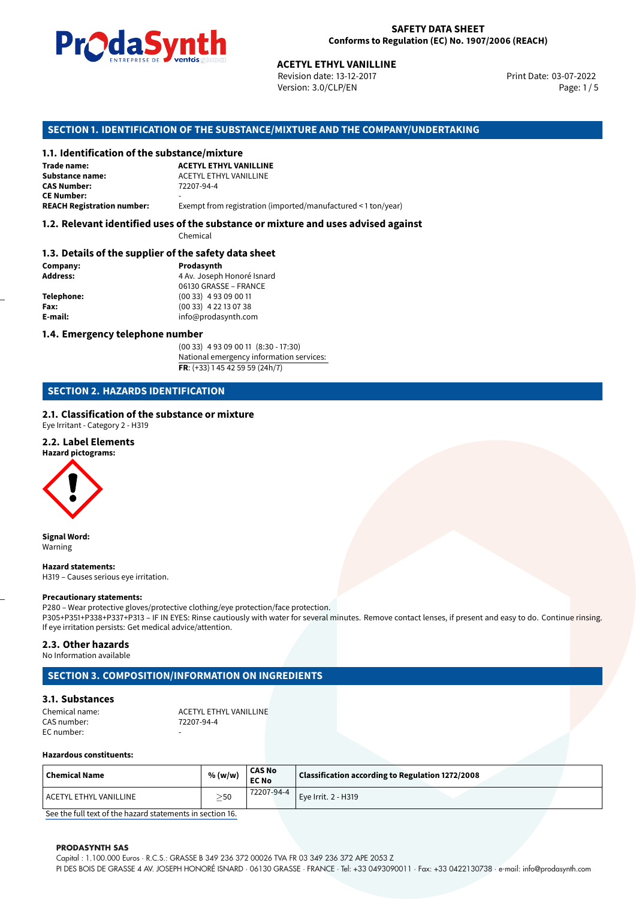**SAFETY DATA SHEET**
**Conforms to Regulation (EC) No. 1907/2006 (REACH)**

**ACETYL ETHYL VANILLINE**
Revision date: 13-12-2017
Version: 3.0/CLP/EN
Print Date: 03-07-2022

## SECTION 1. IDENTIFICATION OF THE SUBSTANCE/MIXTURE AND THE COMPANY/UNDERTAKING

### 1.1. Identification of the substance/mixture

**Trade name:** **ACETYL ETHYL VANILLINE**
**Substance name:** ACETYL ETHYL VANILLINE
**CAS Number:** 72207-94-4
**CE Number:** -
**REACH Registration number:** Exempt from registration (imported/manufactured < 1 ton/year)

### 1.2. Relevant identified uses of the substance or mixture and uses advised against

Chemical

### 1.3. Details of the supplier of the safety data sheet

**Company:** **Prodasynth**
**Address:** 4 Av. Joseph Honoré Isnard
06130 GRASSE – FRANCE
**Telephone:** (00 33) 4 93 09 00 11
**Fax:** (00 33) 4 22 13 07 38
**E-mail:** info@prodasynth.com

### 1.4. Emergency telephone number

(00 33) 4 93 09 00 11 (8:30 - 17:30)
National emergency information services:
**FR**: (+33) 1 45 42 59 59 (24h/7)

## SECTION 2. HAZARDS IDENTIFICATION

### 2.1. Classification of the substance or mixture

Eye Irritant - Category 2 - H319

### 2.2. Label Elements

**Hazard pictograms:**

**Signal Word:**
Warning

**Hazard statements:**
H319 – Causes serious eye irritation.

**Precautionary statements:**
P280 – Wear protective gloves/protective clothing/eye protection/face protection.
P305+P351+P338+P337+P313 – IF IN EYES: Rinse cautiously with water for several minutes. Remove contact lenses, if present and easy to do. Continue rinsing. If eye irritation persists: Get medical advice/attention.

### 2.3. Other hazards

No Information available

## SECTION 3. COMPOSITION/INFORMATION ON INGREDIENTS

### 3.1. Substances

Chemical name: ACETYL ETHYL VANILLINE
CAS number: 72207-94-4
EC number: -

**Hazardous constituents:**

| Chemical Name | % (w/w) | CAS No<br>EC No | Classification according to Regulation 1272/2008 |
|---|---|---|---|
| ACETYL ETHYL VANILLINE | ≥50 | 72207-94-4 | Eye Irrit. 2 - H319 |

See the full text of the hazard statements in section 16.

**PRODASYNTH SAS**
Capital : 1.100.000 Euros · R.C.S.: GRASSE B 349 236 372 00026 TVA FR 03 349 236 372 APE 2053 Z
PI DES BOIS DE GRASSE 4 AV. JOSEPH HONORÉ ISNARD · 06130 GRASSE · FRANCE · Tel: +33 0493090011 · Fax: +33 0422130738 · e-mail: info@prodasynth.com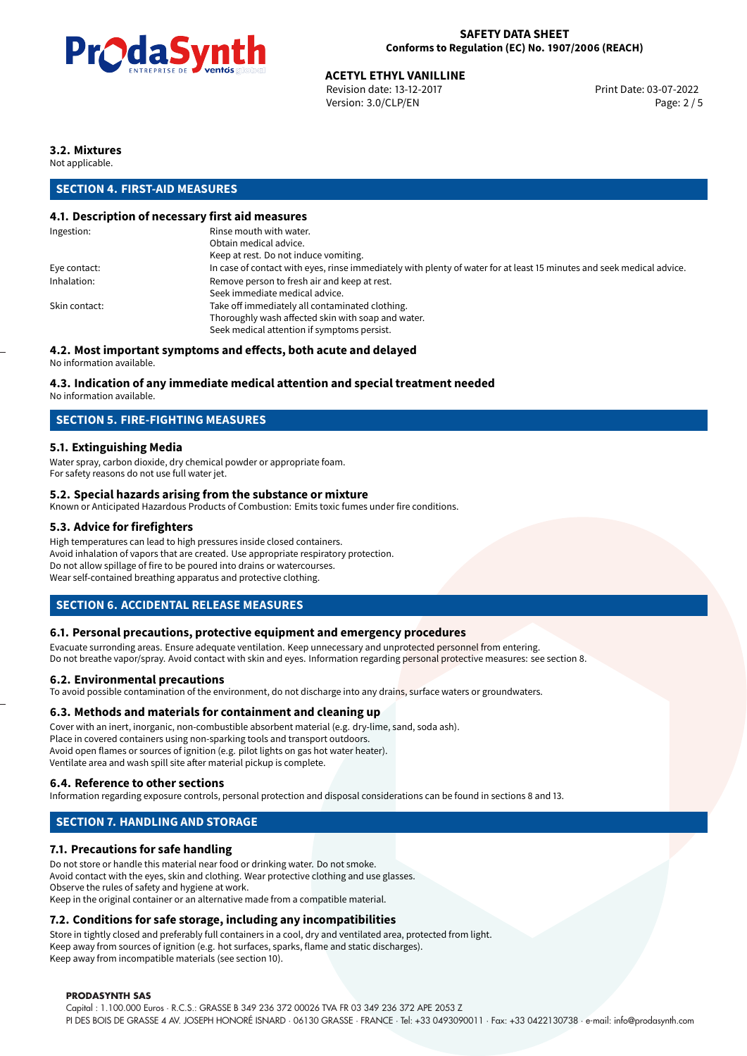### 3.2. Mixtures

Not applicable.

## SECTION 4. FIRST-AID MEASURES

### 4.1. Description of necessary first aid measures

| | |
|---|---|
| Ingestion: | Rinse mouth with water.<br>Obtain medical advice.<br>Keep at rest. Do not induce vomiting. |
| Eye contact: | In case of contact with eyes, rinse immediately with plenty of water for at least 15 minutes and seek medical advice. |
| Inhalation: | Remove person to fresh air and keep at rest.<br>Seek immediate medical advice. |
| Skin contact: | Take off immediately all contaminated clothing.<br>Thoroughly wash affected skin with soap and water.<br>Seek medical attention if symptoms persist. |

### 4.2. Most important symptoms and effects, both acute and delayed

No information available.

### 4.3. Indication of any immediate medical attention and special treatment needed

No information available.

## SECTION 5. FIRE-FIGHTING MEASURES

### 5.1. Extinguishing Media

Water spray, carbon dioxide, dry chemical powder or appropriate foam.
For safety reasons do not use full water jet.

### 5.2. Special hazards arising from the substance or mixture

Known or Anticipated Hazardous Products of Combustion: Emits toxic fumes under fire conditions.

### 5.3. Advice for firefighters

High temperatures can lead to high pressures inside closed containers.
Avoid inhalation of vapors that are created. Use appropriate respiratory protection.
Do not allow spillage of fire to be poured into drains or watercourses.
Wear self-contained breathing apparatus and protective clothing.

## SECTION 6. ACCIDENTAL RELEASE MEASURES

### 6.1. Personal precautions, protective equipment and emergency procedures

Evacuate surronding areas. Ensure adequate ventilation. Keep unnecessary and unprotected personnel from entering.
Do not breathe vapor/spray. Avoid contact with skin and eyes. Information regarding personal protective measures: see section 8.

### 6.2. Environmental precautions

To avoid possible contamination of the environment, do not discharge into any drains, surface waters or groundwaters.

### 6.3. Methods and materials for containment and cleaning up

Cover with an inert, inorganic, non-combustible absorbent material (e.g. dry-lime, sand, soda ash).
Place in covered containers using non-sparking tools and transport outdoors.
Avoid open flames or sources of ignition (e.g. pilot lights on gas hot water heater).
Ventilate area and wash spill site after material pickup is complete.

### 6.4. Reference to other sections

Information regarding exposure controls, personal protection and disposal considerations can be found in sections 8 and 13.

## SECTION 7. HANDLING AND STORAGE

### 7.1. Precautions for safe handling

Do not store or handle this material near food or drinking water. Do not smoke.
Avoid contact with the eyes, skin and clothing. Wear protective clothing and use glasses.
Observe the rules of safety and hygiene at work.
Keep in the original container or an alternative made from a compatible material.

### 7.2. Conditions for safe storage, including any incompatibilities

Store in tightly closed and preferably full containers in a cool, dry and ventilated area, protected from light.
Keep away from sources of ignition (e.g. hot surfaces, sparks, flame and static discharges).
Keep away from incompatible materials (see section 10).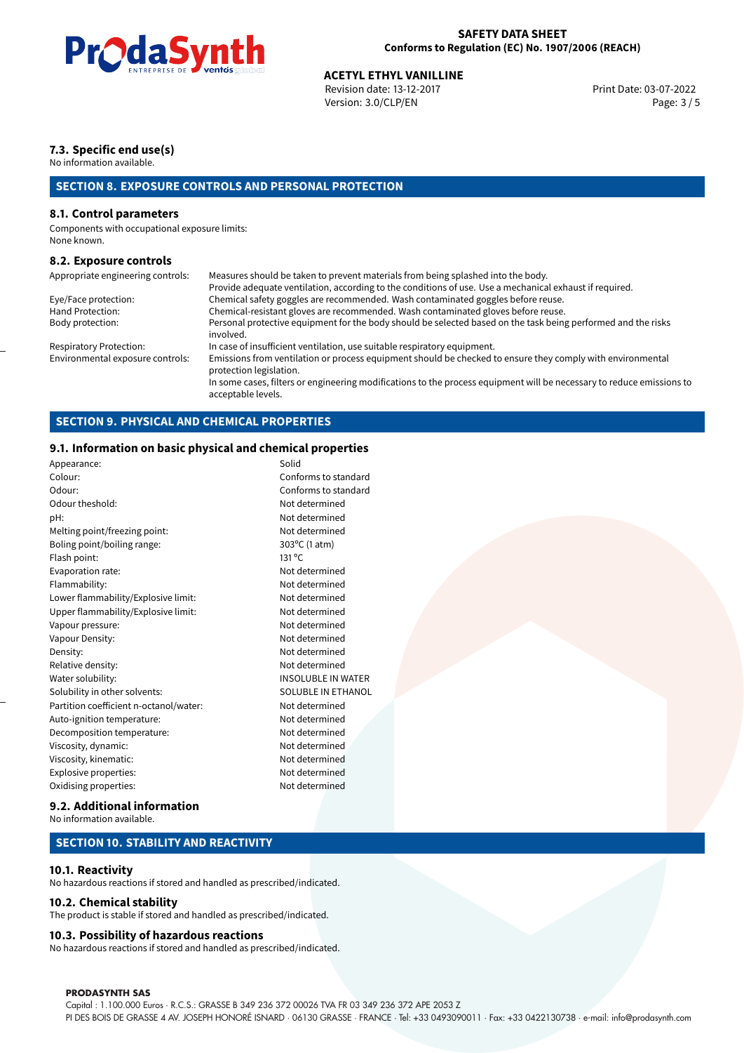### 7.3. Specific end use(s)

No information available.

## SECTION 8. EXPOSURE CONTROLS AND PERSONAL PROTECTION

### 8.1. Control parameters

Components with occupational exposure limits:
None known.

### 8.2. Exposure controls

| | |
|---|---|
| Appropriate engineering controls: | Measures should be taken to prevent materials from being splashed into the body. Provide adequate ventilation, according to the conditions of use. Use a mechanical exhaust if required. |
| Eye/Face protection: | Chemical safety goggles are recommended. Wash contaminated goggles before reuse. |
| Hand Protection: | Chemical-resistant gloves are recommended. Wash contaminated gloves before reuse. |
| Body protection: | Personal protective equipment for the body should be selected based on the task being performed and the risks involved. |
| Respiratory Protection: | In case of insufficient ventilation, use suitable respiratory equipment. |
| Environmental exposure controls: | Emissions from ventilation or process equipment should be checked to ensure they comply with environmental protection legislation. In some cases, filters or engineering modifications to the process equipment will be necessary to reduce emissions to acceptable levels. |

## SECTION 9. PHYSICAL AND CHEMICAL PROPERTIES

### 9.1. Information on basic physical and chemical properties

| | |
|---|---|
| Appearance: | Solid |
| Colour: | Conforms to standard |
| Odour: | Conforms to standard |
| Odour theshold: | Not determined |
| pH: | Not determined |
| Melting point/freezing point: | Not determined |
| Boling point/boiling range: | 303ºC (1 atm) |
| Flash point: | 131 ºC |
| Evaporation rate: | Not determined |
| Flammability: | Not determined |
| Lower flammability/Explosive limit: | Not determined |
| Upper flammability/Explosive limit: | Not determined |
| Vapour pressure: | Not determined |
| Vapour Density: | Not determined |
| Density: | Not determined |
| Relative density: | Not determined |
| Water solubility: | INSOLUBLE IN WATER |
| Solubility in other solvents: | SOLUBLE IN ETHANOL |
| Partition coefficient n-octanol/water: | Not determined |
| Auto-ignition temperature: | Not determined |
| Decomposition temperature: | Not determined |
| Viscosity, dynamic: | Not determined |
| Viscosity, kinematic: | Not determined |
| Explosive properties: | Not determined |
| Oxidising properties: | Not determined |

### 9.2. Additional information

No information available.

## SECTION 10. STABILITY AND REACTIVITY

### 10.1. Reactivity

No hazardous reactions if stored and handled as prescribed/indicated.

### 10.2. Chemical stability

The product is stable if stored and handled as prescribed/indicated.

### 10.3. Possibility of hazardous reactions

No hazardous reactions if stored and handled as prescribed/indicated.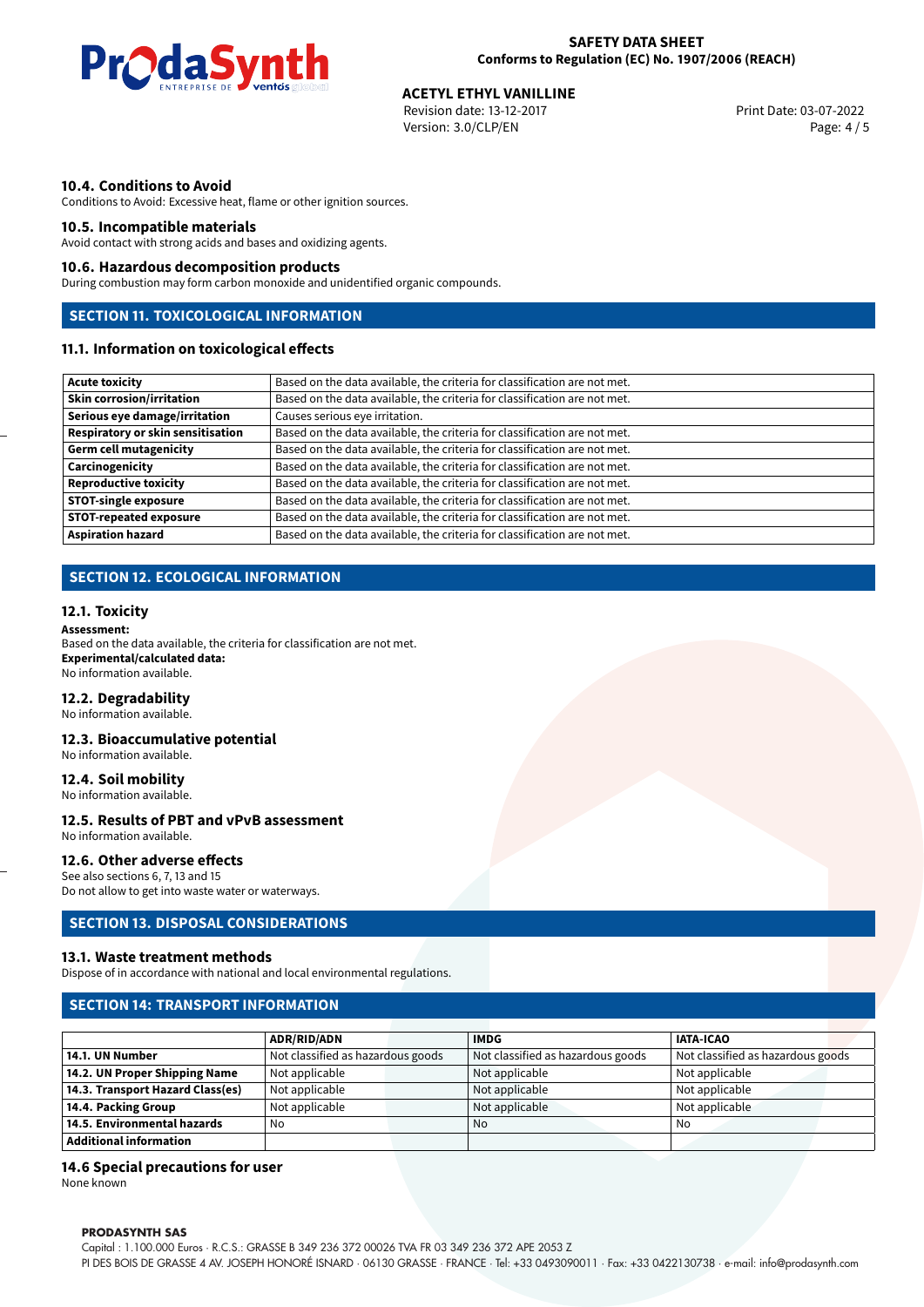### 10.4. Conditions to Avoid

Conditions to Avoid: Excessive heat, flame or other ignition sources.

### 10.5. Incompatible materials

Avoid contact with strong acids and bases and oxidizing agents.

### 10.6. Hazardous decomposition products

During combustion may form carbon monoxide and unidentified organic compounds.

## SECTION 11. TOXICOLOGICAL INFORMATION

### 11.1. Information on toxicological effects

| | |
|---|---|
| **Acute toxicity** | Based on the data available, the criteria for classification are not met. |
| **Skin corrosion/irritation** | Based on the data available, the criteria for classification are not met. |
| **Serious eye damage/irritation** | Causes serious eye irritation. |
| **Respiratory or skin sensitisation** | Based on the data available, the criteria for classification are not met. |
| **Germ cell mutagenicity** | Based on the data available, the criteria for classification are not met. |
| **Carcinogenicity** | Based on the data available, the criteria for classification are not met. |
| **Reproductive toxicity** | Based on the data available, the criteria for classification are not met. |
| **STOT-single exposure** | Based on the data available, the criteria for classification are not met. |
| **STOT-repeated exposure** | Based on the data available, the criteria for classification are not met. |
| **Aspiration hazard** | Based on the data available, the criteria for classification are not met. |

## SECTION 12. ECOLOGICAL INFORMATION

### 12.1. Toxicity

**Assessment:**
Based on the data available, the criteria for classification are not met.
**Experimental/calculated data:**
No information available.

### 12.2. Degradability

No information available.

### 12.3. Bioaccumulative potential

No information available.

### 12.4. Soil mobility

No information available.

### 12.5. Results of PBT and vPvB assessment

No information available.

### 12.6. Other adverse effects

See also sections 6, 7, 13 and 15
Do not allow to get into waste water or waterways.

## SECTION 13. DISPOSAL CONSIDERATIONS

### 13.1. Waste treatment methods

Dispose of in accordance with national and local environmental regulations.

## SECTION 14: TRANSPORT INFORMATION

| | ADR/RID/ADN | IMDG | IATA-ICAO |
|---|---|---|---|
| **14.1. UN Number** | Not classified as hazardous goods | Not classified as hazardous goods | Not classified as hazardous goods |
| **14.2. UN Proper Shipping Name** | Not applicable | Not applicable | Not applicable |
| **14.3. Transport Hazard Class(es)** | Not applicable | Not applicable | Not applicable |
| **14.4. Packing Group** | Not applicable | Not applicable | Not applicable |
| **14.5. Environmental hazards** | No | No | No |
| **Additional information** | | | |

### 14.6 Special precautions for user

None known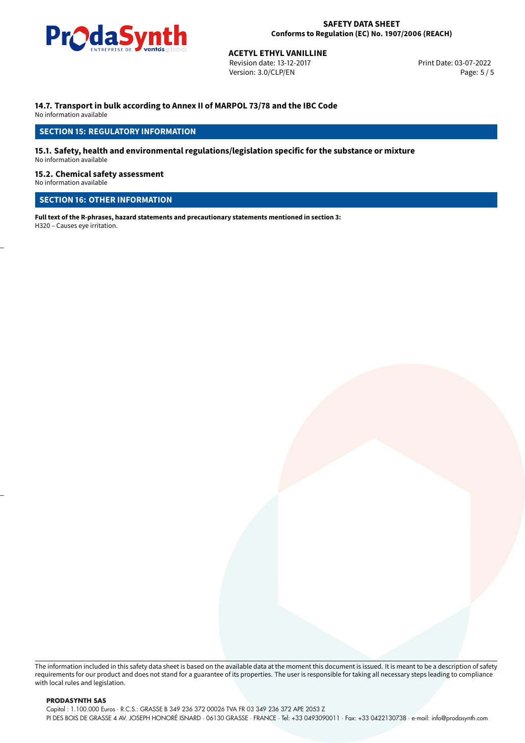### 14.7. Transport in bulk according to Annex II of MARPOL 73/78 and the IBC Code

No information available

## SECTION 15: REGULATORY INFORMATION

### 15.1. Safety, health and environmental regulations/legislation specific for the substance or mixture

No information available

### 15.2. Chemical safety assessment

No information available

## SECTION 16: OTHER INFORMATION

**Full text of the R-phrases, hazard statements and precautionary statements mentioned in section 3:**

H320 – Causes eye irritation.

The information included in this safety data sheet is based on the available data at the moment this document is issued. It is meant to be a description of safety requirements for our product and does not stand for a guarantee of its properties. The user is responsible for taking all necessary steps leading to compliance with local rules and legislation.

**PRODASYNTH SAS**

Capital : 1.100.000 Euros · R.C.S.: GRASSE B 349 236 372 00026 TVA FR 03 349 236 372 APE 2053 Z

PI DES BOIS DE GRASSE 4 AV. JOSEPH HONORÉ ISNARD · 06130 GRASSE · FRANCE · Tel: +33 0493090011 · Fax: +33 0422130738 · e-mail: info@prodasynth.com